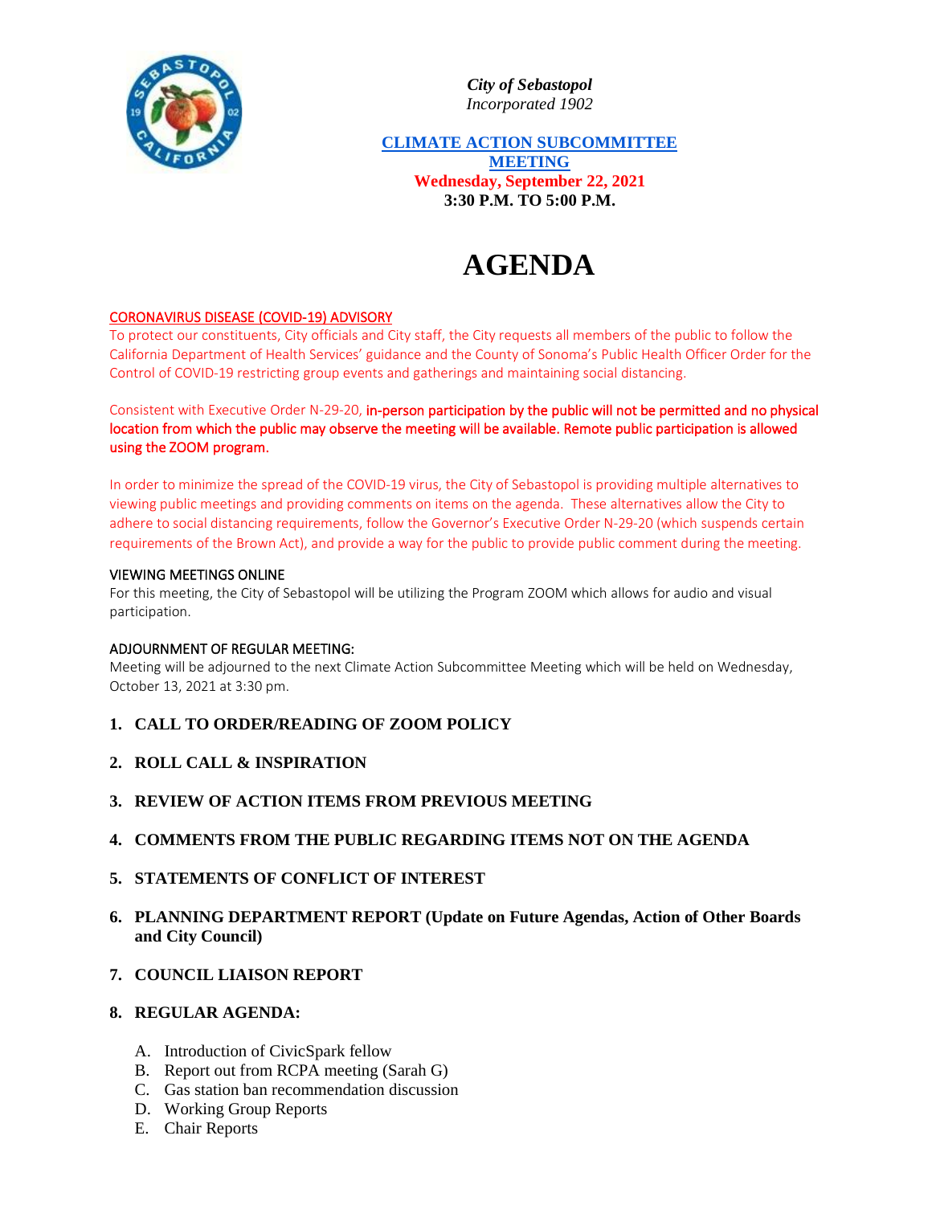*City of Sebastopol*
*Incorporated 1902*

**CLIMATE ACTION SUBCOMMITTEE MEETING**
**Wednesday, September 22, 2021**
**3:30 P.M. TO 5:00 P.M.**

# AGENDA

CORONAVIRUS DISEASE (COVID-19) ADVISORY
To protect our constituents, City officials and City staff, the City requests all members of the public to follow the California Department of Health Services' guidance and the County of Sonoma's Public Health Officer Order for the Control of COVID-19 restricting group events and gatherings and maintaining social distancing.

Consistent with Executive Order N-29-20, **in-person participation by the public will not be permitted and no physical location from which the public may observe the meeting will be available. Remote public participation is allowed using the ZOOM program.**

In order to minimize the spread of the COVID-19 virus, the City of Sebastopol is providing multiple alternatives to viewing public meetings and providing comments on items on the agenda. These alternatives allow the City to adhere to social distancing requirements, follow the Governor's Executive Order N-29-20 (which suspends certain requirements of the Brown Act), and provide a way for the public to provide public comment during the meeting.

VIEWING MEETINGS ONLINE
For this meeting, the City of Sebastopol will be utilizing the Program ZOOM which allows for audio and visual participation.

ADJOURNMENT OF REGULAR MEETING:
Meeting will be adjourned to the next Climate Action Subcommittee Meeting which will be held on Wednesday, October 13, 2021 at 3:30 pm.

1. **CALL TO ORDER/READING OF ZOOM POLICY**
2. **ROLL CALL & INSPIRATION**
3. **REVIEW OF ACTION ITEMS FROM PREVIOUS MEETING**
4. **COMMENTS FROM THE PUBLIC REGARDING ITEMS NOT ON THE AGENDA**
5. **STATEMENTS OF CONFLICT OF INTEREST**
6. **PLANNING DEPARTMENT REPORT (Update on Future Agendas, Action of Other Boards and City Council)**
7. **COUNCIL LIAISON REPORT**
8. **REGULAR AGENDA:**
   - A. Introduction of CivicSpark fellow
   - B. Report out from RCPA meeting (Sarah G)
   - C. Gas station ban recommendation discussion
   - D. Working Group Reports
   - E. Chair Reports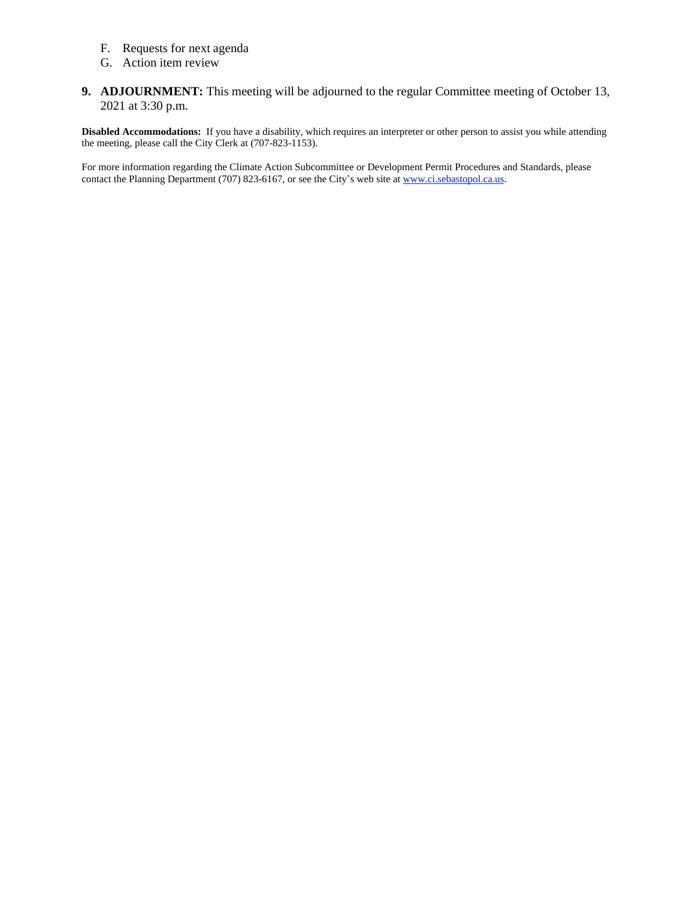F. Requests for next agenda
G. Action item review

**9. ADJOURNMENT:** This meeting will be adjourned to the regular Committee meeting of October 13, 2021 at 3:30 p.m.

**Disabled Accommodations:** If you have a disability, which requires an interpreter or other person to assist you while attending the meeting, please call the City Clerk at (707-823-1153).

For more information regarding the Climate Action Subcommittee or Development Permit Procedures and Standards, please contact the Planning Department (707) 823-6167, or see the City's web site at www.ci.sebastopol.ca.us.